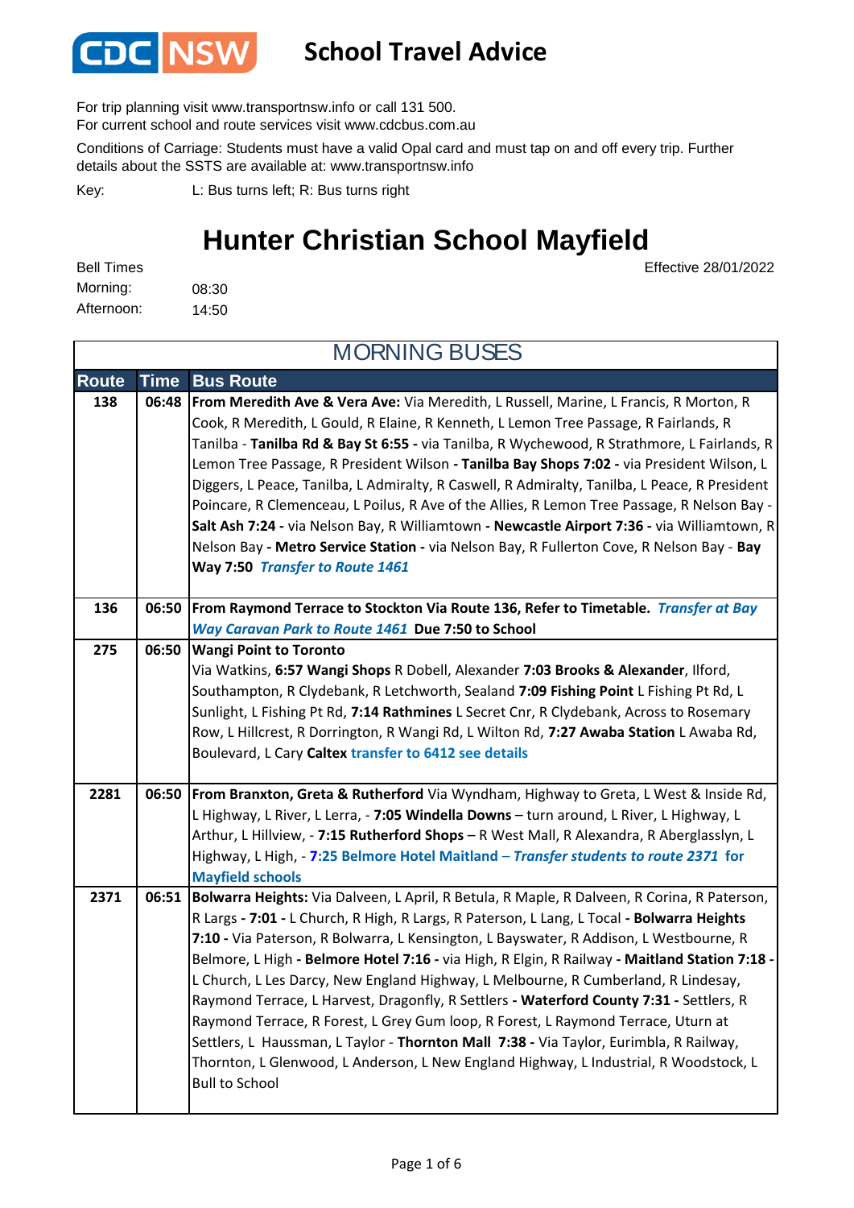# CDC NSW School Travel Advice

For trip planning visit www.transportnsw.info or call 131 500.
For current school and route services visit www.cdcbus.com.au

Conditions of Carriage: Students must have a valid Opal card and must tap on and off every trip. Further details about the SSTS are available at: www.transportnsw.info

Key: L: Bus turns left; R: Bus turns right

## Hunter Christian School Mayfield

Effective 28/01/2022

Bell Times
Morning: 08:30
Afternoon: 14:50

### MORNING BUSES

| Route | Time | Bus Route |
|---|---|---|
| 138 | 06:48 | **From Meredith Ave & Vera Ave:** Via Meredith, L Russell, Marine, L Francis, R Morton, R Cook, R Meredith, L Gould, R Elaine, R Kenneth, L Lemon Tree Passage, R Fairlands, R Tanilba - **Tanilba Rd & Bay St 6:55 -** via Tanilba, R Wychewood, R Strathmore, L Fairlands, R Lemon Tree Passage, R President Wilson **- Tanilba Bay Shops 7:02 -** via President Wilson, L Diggers, L Peace, Tanilba, L Admiralty, R Caswell, R Admiralty, Tanilba, L Peace, R President Poincare, R Clemenceau, L Poilus, R Ave of the Allies, R Lemon Tree Passage, R Nelson Bay - **Salt Ash 7:24 -** via Nelson Bay, R Williamtown **- Newcastle Airport 7:36 -** via Williamtown, R Nelson Bay **- Metro Service Station -** via Nelson Bay, R Fullerton Cove, R Nelson Bay - **Bay Way 7:50** ***Transfer to Route 1461*** |
| 136 | 06:50 | **From Raymond Terrace to Stockton Via Route 136, Refer to Timetable.** ***Transfer at Bay Way Caravan Park to Route 1461*** **Due 7:50 to School** |
| 275 | 06:50 | **Wangi Point to Toronto** Via Watkins, **6:57 Wangi Shops** R Dobell, Alexander **7:03 Brooks & Alexander**, Ilford, Southampton, R Clydebank, R Letchworth, Sealand **7:09 Fishing Point** L Fishing Pt Rd, L Sunlight, L Fishing Pt Rd, **7:14 Rathmines** L Secret Cnr, R Clydebank, Across to Rosemary Row, L Hillcrest, R Dorrington, R Wangi Rd, L Wilton Rd, **7:27 Awaba Station** L Awaba Rd, Boulevard, L Cary **Caltex** transfer to 6412 see details |
| 2281 | 06:50 | **From Branxton, Greta & Rutherford** Via Wyndham, Highway to Greta, L West & Inside Rd, L Highway, L River, L Lerra, - **7:05 Windella Downs** – turn around, L River, L Highway, L Arthur, L Hillview, - **7:15 Rutherford Shops** – R West Mall, R Alexandra, R Aberglasslyn, L Highway, L High, - **7:25 Belmore Hotel Maitland** – ***Transfer students to route 2371*** **for Mayfield schools** |
| 2371 | 06:51 | **Bolwarra Heights:** Via Dalveen, L April, R Betula, R Maple, R Dalveen, R Corina, R Paterson, R Largs **- 7:01 -** L Church, R High, R Largs, R Paterson, L Lang, L Tocal - **Bolwarra Heights 7:10 -** Via Paterson, R Bolwarra, L Kensington, L Bayswater, R Addison, L Westbourne, R Belmore, L High **- Belmore Hotel 7:16 -** via High, R Elgin, R Railway **- Maitland Station 7:18 -** L Church, L Les Darcy, New England Highway, L Melbourne, R Cumberland, R Lindesay, Raymond Terrace, L Harvest, Dragonfly, R Settlers **- Waterford County 7:31 -** Settlers, R Raymond Terrace, R Forest, L Grey Gum loop, R Forest, L Raymond Terrace, Uturn at Settlers, L Haussman, L Taylor - **Thornton Mall 7:38 -** Via Taylor, Eurimbla, R Railway, Thornton, L Glenwood, L Anderson, L New England Highway, L Industrial, R Woodstock, L Bull to School |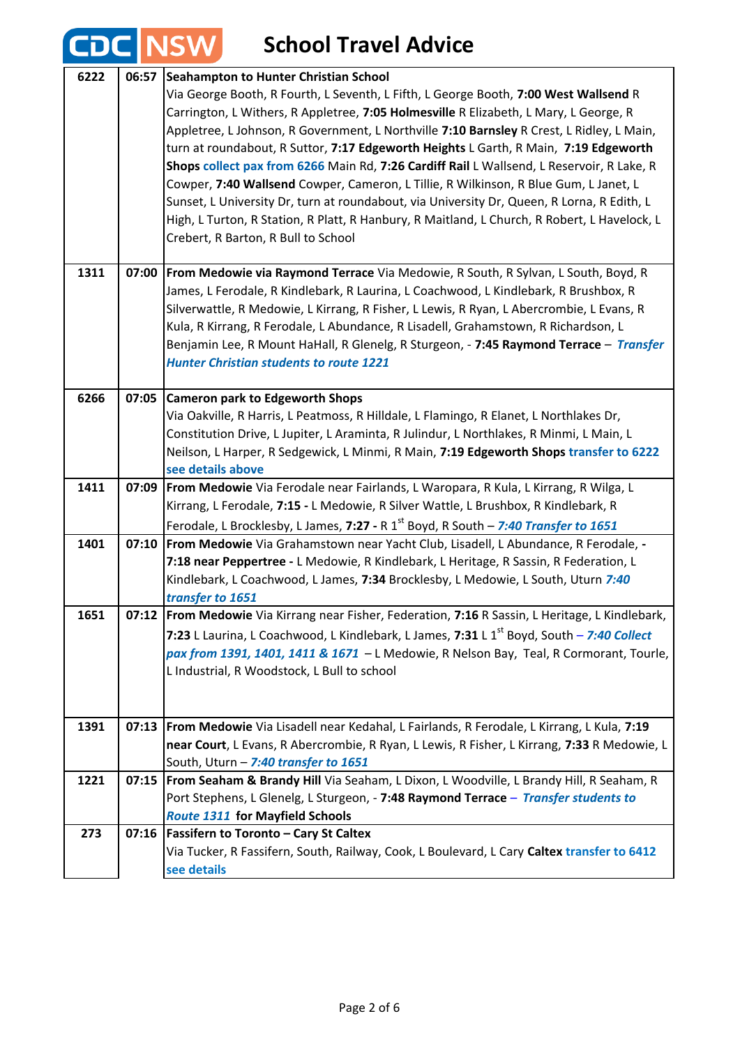# School Travel Advice

| Route | Time | Details |
|---|---|---|
| 6222 | 06:57 | **Seahampton to Hunter Christian School** Via George Booth, R Fourth, L Seventh, L Fifth, L George Booth, **7:00 West Wallsend** R Carrington, L Withers, R Appletree, **7:05 Holmesville** R Elizabeth, L Mary, L George, R Appletree, L Johnson, R Government, L Northville **7:10 Barnsley** R Crest, L Ridley, L Main, turn at roundabout, R Suttor, **7:17 Edgeworth Heights** L Garth, R Main, **7:19 Edgeworth Shops** **collect pax from 6266** Main Rd, **7:26 Cardiff Rail** L Wallsend, L Reservoir, R Lake, R Cowper, **7:40 Wallsend** Cowper, Cameron, L Tillie, R Wilkinson, R Blue Gum, L Janet, L Sunset, L University Dr, turn at roundabout, via University Dr, Queen, R Lorna, R Edith, L High, L Turton, R Station, R Platt, R Hanbury, R Maitland, L Church, R Robert, L Havelock, L Crebert, R Barton, R Bull to School |
| 1311 | 07:00 | **From Medowie via Raymond Terrace** Via Medowie, R South, R Sylvan, L South, Boyd, R James, L Ferodale, R Kindlebark, R Laurina, L Coachwood, L Kindlebark, R Brushbox, R Silverwattle, R Medowie, L Kirrang, R Fisher, L Lewis, R Ryan, L Abercrombie, L Evans, R Kula, R Kirrang, R Ferodale, L Abundance, R Lisadell, Grahamstown, R Richardson, L Benjamin Lee, R Mount HaHall, R Glenelg, R Sturgeon, - **7:45 Raymond Terrace** – ***Transfer Hunter Christian students to route 1221*** |
| 6266 | 07:05 | **Cameron park to Edgeworth Shops** Via Oakville, R Harris, L Peatmoss, R Hilldale, L Flamingo, R Elanet, L Northlakes Dr, Constitution Drive, L Jupiter, L Araminta, R Julindur, L Northlakes, R Minmi, L Main, L Neilson, L Harper, R Sedgewick, L Minmi, R Main, **7:19 Edgeworth Shops** **transfer to 6222 see details above** |
| 1411 | 07:09 | **From Medowie** Via Ferodale near Fairlands, L Waropara, R Kula, L Kirrang, R Wilga, L Kirrang, L Ferodale, **7:15 -** L Medowie, R Silver Wattle, L Brushbox, R Kindlebark, R Ferodale, L Brocklesby, L James, **7:27 -** R 1st Boyd, R South – ***7:40 Transfer to 1651*** |
| 1401 | 07:10 | **From Medowie** Via Grahamstown near Yacht Club, Lisadell, L Abundance, R Ferodale, **- 7:18 near Peppertree -** L Medowie, R Kindlebark, L Heritage, R Sassin, R Federation, L Kindlebark, L Coachwood, L James, **7:34** Brocklesby, L Medowie, L South, Uturn ***7:40 transfer to 1651*** |
| 1651 | 07:12 | **From Medowie** Via Kirrang near Fisher, Federation, **7:16** R Sassin, L Heritage, L Kindlebark, **7:23** L Laurina, L Coachwood, L Kindlebark, L James, **7:31** L 1st Boyd, South – ***7:40 Collect pax from 1391, 1401, 1411 & 1671*** – L Medowie, R Nelson Bay, Teal, R Cormorant, Tourle, L Industrial, R Woodstock, L Bull to school |
| 1391 | 07:13 | **From Medowie** Via Lisadell near Kedahal, L Fairlands, R Ferodale, L Kirrang, L Kula, **7:19 near Court**, L Evans, R Abercrombie, R Ryan, L Lewis, R Fisher, L Kirrang, **7:33** R Medowie, L South, Uturn – ***7:40 transfer to 1651*** |
| 1221 | 07:15 | **From Seaham & Brandy Hill** Via Seaham, L Dixon, L Woodville, L Brandy Hill, R Seaham, R Port Stephens, L Glenelg, L Sturgeon, - **7:48 Raymond Terrace** – ***Transfer students to Route 1311*** **for Mayfield Schools** |
| 273 | 07:16 | **Fassifern to Toronto – Cary St Caltex** Via Tucker, R Fassifern, South, Railway, Cook, L Boulevard, L Cary **Caltex** **transfer to 6412 see details** |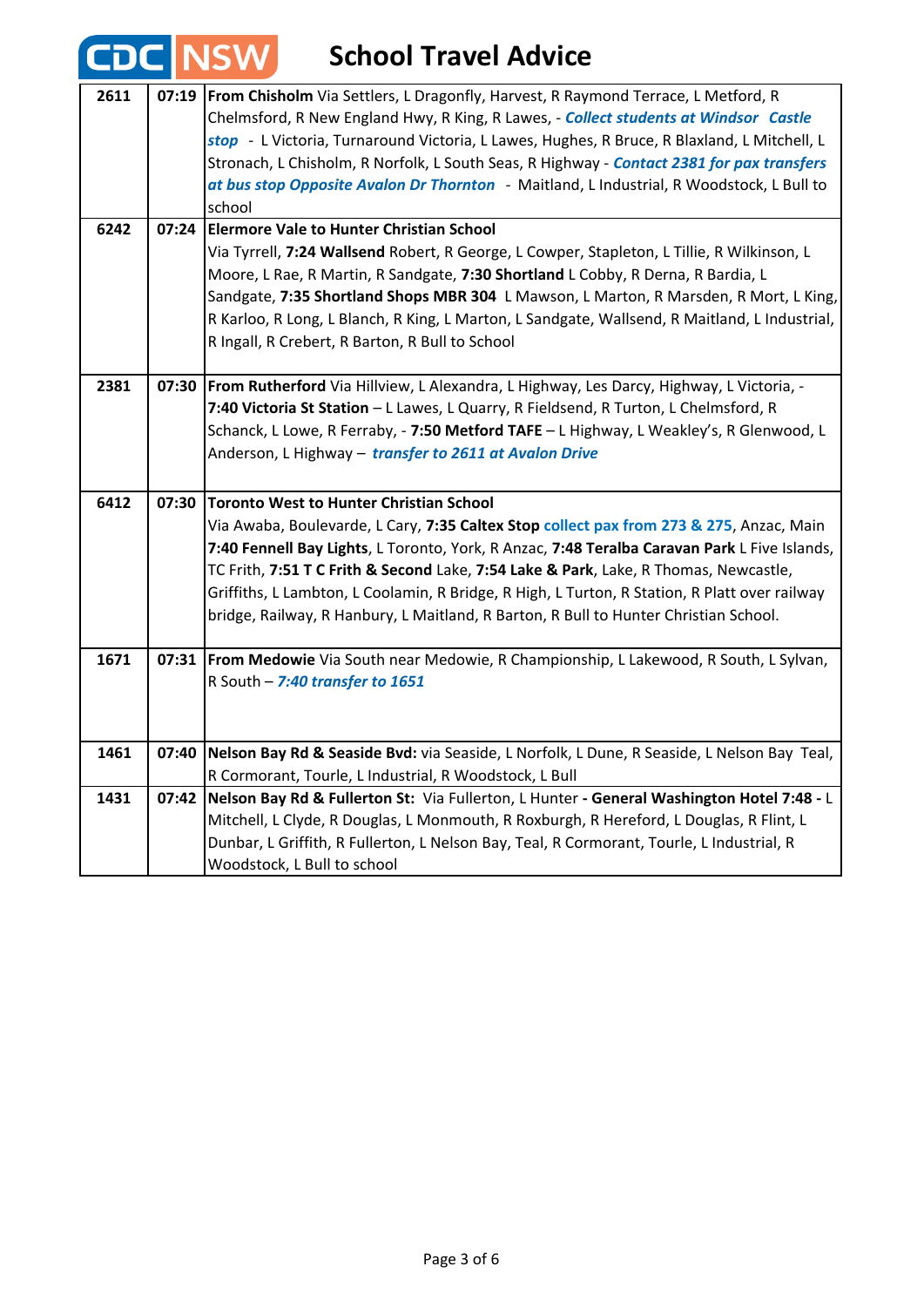# CDC NSW School Travel Advice

| Route | Time | Description |
|---|---|---|
| 2611 | 07:19 | **From Chisholm** Via Settlers, L Dragonfly, Harvest, R Raymond Terrace, L Metford, R Chelmsford, R New England Hwy, R King, R Lawes, - ***Collect students at Windsor Castle stop*** - L Victoria, Turnaround Victoria, L Lawes, Hughes, R Bruce, R Blaxland, L Mitchell, L Stronach, L Chisholm, R Norfolk, L South Seas, R Highway - ***Contact 2381 for pax transfers at bus stop Opposite Avalon Dr Thornton*** - Maitland, L Industrial, R Woodstock, L Bull to school |
| 6242 | 07:24 | **Elermore Vale to Hunter Christian School** Via Tyrrell, **7:24 Wallsend** Robert, R George, L Cowper, Stapleton, L Tillie, R Wilkinson, L Moore, L Rae, R Martin, R Sandgate, **7:30 Shortland** L Cobby, R Derna, R Bardia, L Sandgate, **7:35 Shortland Shops MBR 304** L Mawson, L Marton, R Marsden, R Mort, L King, R Karloo, R Long, L Blanch, R King, L Marton, L Sandgate, Wallsend, R Maitland, L Industrial, R Ingall, R Crebert, R Barton, R Bull to School |
| 2381 | 07:30 | **From Rutherford** Via Hillview, L Alexandra, L Highway, Les Darcy, Highway, L Victoria, - **7:40 Victoria St Station** – L Lawes, L Quarry, R Fieldsend, R Turton, L Chelmsford, R Schanck, L Lowe, R Ferraby, - **7:50 Metford TAFE** – L Highway, L Weakley's, R Glenwood, L Anderson, L Highway – ***transfer to 2611 at Avalon Drive*** |
| 6412 | 07:30 | **Toronto West to Hunter Christian School** Via Awaba, Boulevarde, L Cary, **7:35 Caltex Stop** collect pax from 273 & 275, Anzac, Main **7:40 Fennell Bay Lights**, L Toronto, York, R Anzac, **7:48 Teralba Caravan Park** L Five Islands, TC Frith, **7:51 T C Frith & Second** Lake, **7:54 Lake & Park**, Lake, R Thomas, Newcastle, Griffiths, L Lambton, L Coolamin, R Bridge, R High, L Turton, R Station, R Platt over railway bridge, Railway, R Hanbury, L Maitland, R Barton, R Bull to Hunter Christian School. |
| 1671 | 07:31 | **From Medowie** Via South near Medowie, R Championship, L Lakewood, R South, L Sylvan, R South – ***7:40 transfer to 1651*** |
| 1461 | 07:40 | **Nelson Bay Rd & Seaside Bvd:** via Seaside, L Norfolk, L Dune, R Seaside, L Nelson Bay Teal, R Cormorant, Tourle, L Industrial, R Woodstock, L Bull |
| 1431 | 07:42 | **Nelson Bay Rd & Fullerton St:** Via Fullerton, L Hunter - **General Washington Hotel 7:48 -** L Mitchell, L Clyde, R Douglas, L Monmouth, R Roxburgh, R Hereford, L Douglas, R Flint, L Dunbar, L Griffith, R Fullerton, L Nelson Bay, Teal, R Cormorant, Tourle, L Industrial, R Woodstock, L Bull to school |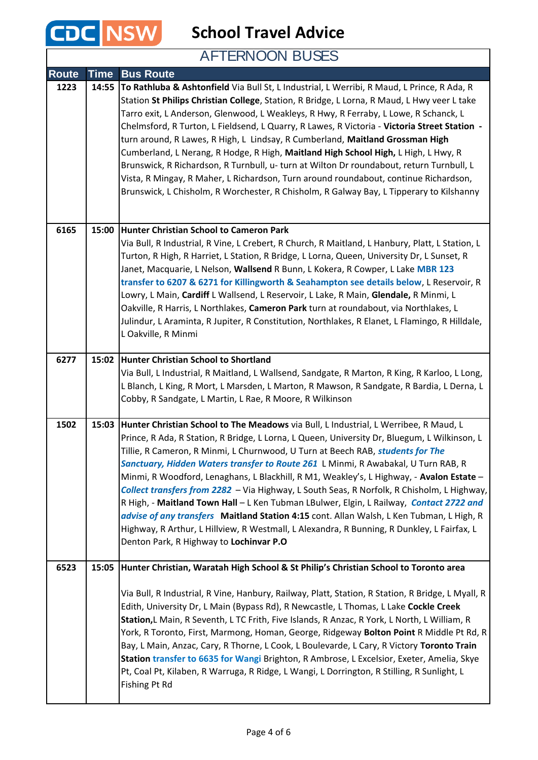CDC NSW

# School Travel Advice

## AFTERNOON BUSES

| Route | Time | Bus Route |
|---|---|---|
| 1223 | 14:55 | **To Rathluba & Ashtonfield** Via Bull St, L Industrial, L Werribi, R Maud, L Prince, R Ada, R Station **St Philips Christian College**, Station, R Bridge, L Lorna, R Maud, L Hwy veer L take Tarro exit, L Anderson, Glenwood, L Weakleys, R Hwy, R Ferraby, L Lowe, R Schanck, L Chelmsford, R Turton, L Fieldsend, L Quarry, R Lawes, R Victoria - **Victoria Street Station -** turn around, R Lawes, R High, L Lindsay, R Cumberland, **Maitland Grossman High** Cumberland, L Nerang, R Hodge, R High, **Maitland High School High,** L High, L Hwy, R Brunswick, R Richardson, R Turnbull, u- turn at Wilton Dr roundabout, return Turnbull, L Vista, R Mingay, R Maher, L Richardson, Turn around roundabout, continue Richardson, Brunswick, L Chisholm, R Worchester, R Chisholm, R Galway Bay, L Tipperary to Kilshanny |
| 6165 | 15:00 | **Hunter Christian School to Cameron Park** Via Bull, R Industrial, R Vine, L Crebert, R Church, R Maitland, L Hanbury, Platt, L Station, L Turton, R High, R Harriet, L Station, R Bridge, L Lorna, Queen, University Dr, L Sunset, R Janet, Macquarie, L Nelson, **Wallsend** R Bunn, L Kokera, R Cowper, L Lake **MBR 123 transfer to 6207 & 6271 for Killingworth & Seahampton see details below**, L Reservoir, R Lowry, L Main, **Cardiff** L Wallsend, L Reservoir, L Lake, R Main, **Glendale,** R Minmi, L Oakville, R Harris, L Northlakes, **Cameron Park** turn at roundabout, via Northlakes, L Julindur, L Araminta, R Jupiter, R Constitution, Northlakes, R Elanet, L Flamingo, R Hilldale, L Oakville, R Minmi |
| 6277 | 15:02 | **Hunter Christian School to Shortland** Via Bull, L Industrial, R Maitland, L Wallsend, Sandgate, R Marton, R King, R Karloo, L Long, L Blanch, L King, R Mort, L Marsden, L Marton, R Mawson, R Sandgate, R Bardia, L Derna, L Cobby, R Sandgate, L Martin, L Rae, R Moore, R Wilkinson |
| 1502 | 15:03 | **Hunter Christian School to The Meadows** via Bull, L Industrial, L Werribee, R Maud, L Prince, R Ada, R Station, R Bridge, L Lorna, L Queen, University Dr, Bluegum, L Wilkinson, L Tillie, R Cameron, R Minmi, L Churnwood, U Turn at Beech RAB, ***students for The Sanctuary, Hidden Waters transfer to Route 261*** L Minmi, R Awabakal, U Turn RAB, R Minmi, R Woodford, Lenaghans, L Blackhill, R M1, Weakley's, L Highway, - **Avalon Estate** – *Collect transfers from 2282* – Via Highway, L South Seas, R Norfolk, R Chisholm, L Highway, R High, - **Maitland Town Hall** – L Ken Tubman LBulwer, Elgin, L Railway, ***Contact 2722 and advise of any transfers*** **Maitland Station 4:15** cont. Allan Walsh, L Ken Tubman, L High, R Highway, R Arthur, L Hillview, R Westmall, L Alexandra, R Bunning, R Dunkley, L Fairfax, L Denton Park, R Highway to **Lochinvar P.O** |
| 6523 | 15:05 | **Hunter Christian, Waratah High School & St Philip's Christian School to Toronto area** <br><br> Via Bull, R Industrial, R Vine, Hanbury, Railway, Platt, Station, R Station, R Bridge, L Myall, R Edith, University Dr, L Main (Bypass Rd), R Newcastle, L Thomas, L Lake **Cockle Creek Station,**L Main, R Seventh, L TC Frith, Five Islands, R Anzac, R York, L North, L William, R York, R Toronto, First, Marmong, Homan, George, Ridgeway **Bolton Point** R Middle Pt Rd, R Bay, L Main, Anzac, Cary, R Thorne, L Cook, L Boulevarde, L Cary, R Victory **Toronto Train Station** **transfer to 6635 for Wangi** Brighton, R Ambrose, L Excelsior, Exeter, Amelia, Skye Pt, Coal Pt, Kilaben, R Warruga, R Ridge, L Wangi, L Dorrington, R Stilling, R Sunlight, L Fishing Pt Rd |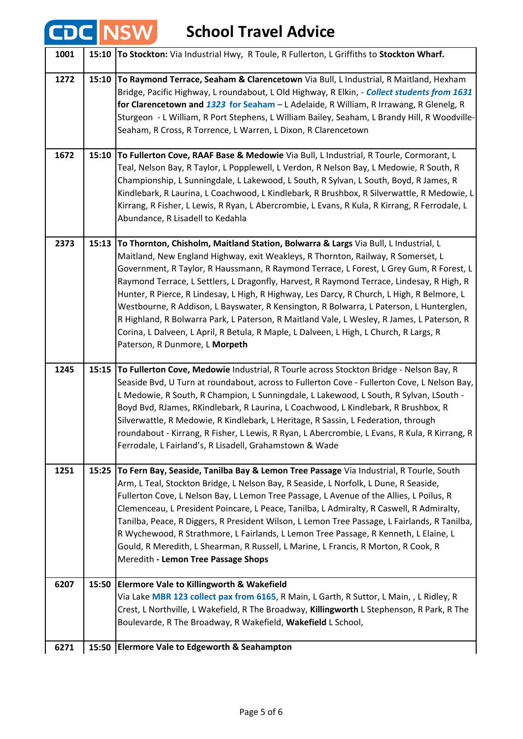# CDC NSW School Travel Advice

| | | |
|---|---|---|
| 1001 | 15:10 | **To Stockton:** Via Industrial Hwy, R Toule, R Fullerton, L Griffiths to **Stockton Wharf.** |
| 1272 | 15:10 | **To Raymond Terrace, Seaham & Clarencetown** Via Bull, L Industrial, R Maitland, Hexham Bridge, Pacific Highway, L roundabout, L Old Highway, R Elkin, - ***Collect students from 1631*** **for Clarencetown and** ***1323*** **for Seaham** – L Adelaide, R William, R Irrawang, R Glenelg, R Sturgeon - L William, R Port Stephens, L William Bailey, Seaham, L Brandy Hill, R Woodville-Seaham, R Cross, R Torrence, L Warren, L Dixon, R Clarencetown |
| 1672 | 15:10 | **To Fullerton Cove, RAAF Base & Medowie** Via Bull, L Industrial, R Tourle, Cormorant, L Teal, Nelson Bay, R Taylor, L Popplewell, L Verdon, R Nelson Bay, L Medowie, R South, R Championship, L Sunningdale, L Lakewood, L South, R Sylvan, L South, Boyd, R James, R Kindlebark, R Laurina, L Coachwood, L Kindlebark, R Brushbox, R Silverwattle, R Medowie, L Kirrang, R Fisher, L Lewis, R Ryan, L Abercrombie, L Evans, R Kula, R Kirrang, R Ferrodale, L Abundance, R Lisadell to Kedahla |
| 2373 | 15:13 | **To Thornton, Chisholm, Maitland Station, Bolwarra & Largs** Via Bull, L Industrial, L Maitland, New England Highway, exit Weakleys, R Thornton, Railway, R Somerset, L Government, R Taylor, R Haussmann, R Raymond Terrace, L Forest, L Grey Gum, R Forest, L Raymond Terrace, L Settlers, L Dragonfly, Harvest, R Raymond Terrace, Lindesay, R High, R Hunter, R Pierce, R Lindesay, L High, R Highway, Les Darcy, R Church, L High, R Belmore, L Westbourne, R Addison, L Bayswater, R Kensington, R Bolwarra, L Paterson, L Hunterglen, R Highland, R Bolwarra Park, L Paterson, R Maitland Vale, L Wesley, R James, L Paterson, R Corina, L Dalveen, L April, R Betula, R Maple, L Dalveen, L High, L Church, R Largs, R Paterson, R Dunmore, L **Morpeth** |
| 1245 | 15:15 | **To Fullerton Cove, Medowie** Industrial, R Tourle across Stockton Bridge - Nelson Bay, R Seaside Bvd, U Turn at roundabout, across to Fullerton Cove - Fullerton Cove, L Nelson Bay, L Medowie, R South, R Champion, L Sunningdale, L Lakewood, L South, R Sylvan, LSouth - Boyd Bvd, RJames, RKindlebark, R Laurina, L Coachwood, L Kindlebark, R Brushbox, R Silverwattle, R Medowie, R Kindlebark, L Heritage, R Sassin, L Federation, through roundabout - Kirrang, R Fisher, L Lewis, R Ryan, L Abercrombie, L Evans, R Kula, R Kirrang, R Ferrodale, L Fairland's, R Lisadell, Grahamstown & Wade |
| 1251 | 15:25 | **To Fern Bay, Seaside, Tanilba Bay & Lemon Tree Passage** Via Industrial, R Tourle, South Arm, L Teal, Stockton Bridge, L Nelson Bay, R Seaside, L Norfolk, L Dune, R Seaside, Fullerton Cove, L Nelson Bay, L Lemon Tree Passage, L Avenue of the Allies, L Poilus, R Clemenceau, L President Poincare, L Peace, Tanilba, L Admiralty, R Caswell, R Admiralty, Tanilba, Peace, R Diggers, R President Wilson, L Lemon Tree Passage, L Fairlands, R Tanilba, R Wychewood, R Strathmore, L Fairlands, L Lemon Tree Passage, R Kenneth, L Elaine, L Gould, R Meredith, L Shearman, R Russell, L Marine, L Francis, R Morton, R Cook, R Meredith **- Lemon Tree Passage Shops** |
| 6207 | 15:50 | **Elermore Vale to Killingworth & Wakefield** Via Lake **MBR 123 collect pax from 6165**, R Main, L Garth, R Suttor, L Main, , L Ridley, R Crest, L Northville, L Wakefield, R The Broadway, **Killingworth** L Stephenson, R Park, R The Boulevarde, R The Broadway, R Wakefield, **Wakefield** L School, |
| 6271 | 15:50 | **Elermore Vale to Edgeworth & Seahampton** |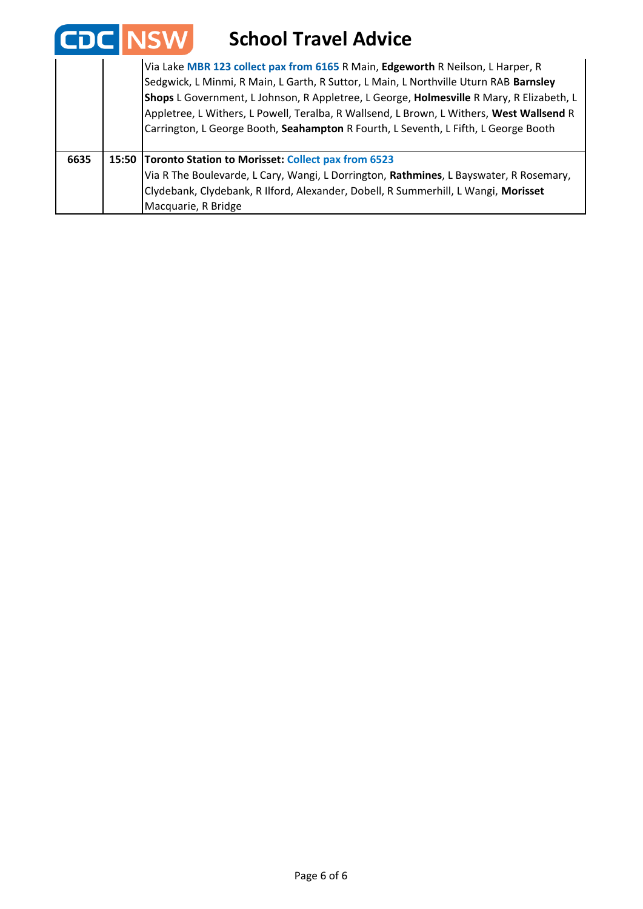| | | |
|---|---|---|
| | | Via Lake **MBR 123 collect pax from 6165** R Main, **Edgeworth** R Neilson, L Harper, R Sedgwick, L Minmi, R Main, L Garth, R Suttor, L Main, L Northville Uturn RAB **Barnsley Shops** L Government, L Johnson, R Appletree, L George, **Holmesville** R Mary, R Elizabeth, L Appletree, L Withers, L Powell, Teralba, R Wallsend, L Brown, L Withers, **West Wallsend** R Carrington, L George Booth, **Seahampton** R Fourth, L Seventh, L Fifth, L George Booth |
| **6635** | **15:50** | **Toronto Station to Morisset: Collect pax from 6523** Via R The Boulevarde, L Cary, Wangi, L Dorrington, **Rathmines**, L Bayswater, R Rosemary, Clydebank, Clydebank, R Ilford, Alexander, Dobell, R Summerhill, L Wangi, **Morisset** Macquarie, R Bridge |